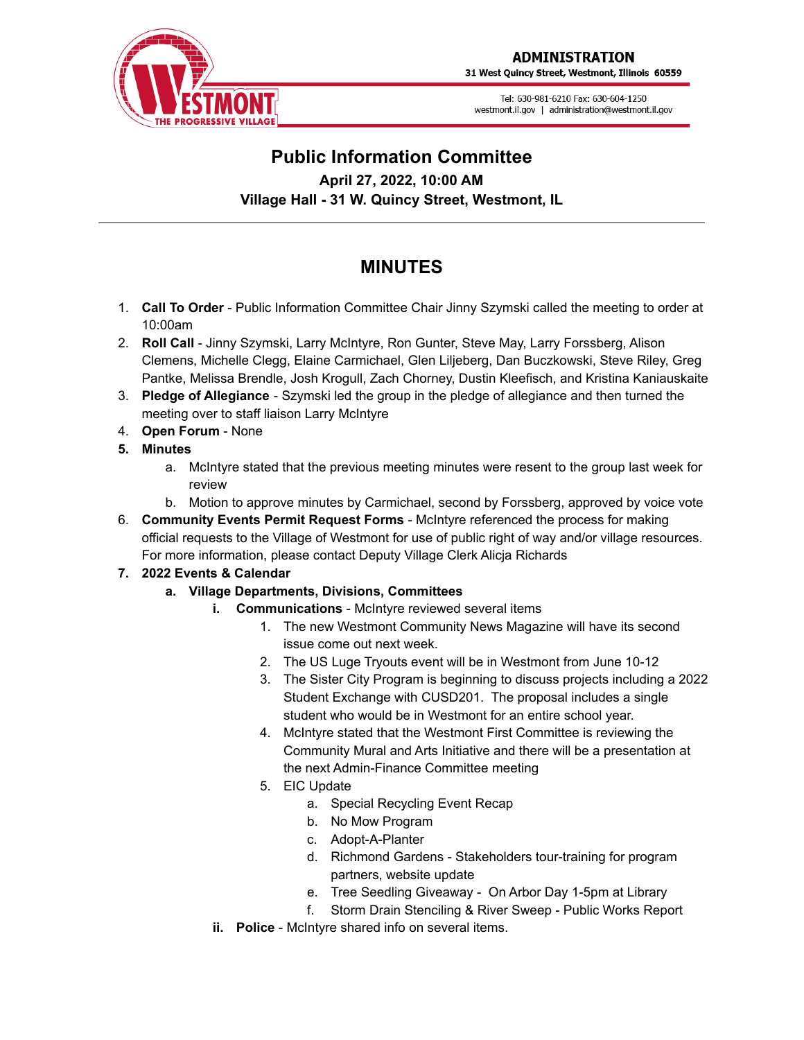**ADMINISTRATION**
31 West Quincy Street, Westmont, Illinois 60559

Tel: 630-981-6210 Fax: 630-604-1250
westmont.il.gov | administration@westmont.il.gov

# Public Information Committee

**April 27, 2022, 10:00 AM**
**Village Hall - 31 W. Quincy Street, Westmont, IL**

---

## MINUTES

1. **Call To Order** - Public Information Committee Chair Jinny Szymski called the meeting to order at 10:00am
2. **Roll Call** - Jinny Szymski, Larry McIntyre, Ron Gunter, Steve May, Larry Forssberg, Alison Clemens, Michelle Clegg, Elaine Carmichael, Glen Liljeberg, Dan Buczkowski, Steve Riley, Greg Pantke, Melissa Brendle, Josh Krogull, Zach Chorney, Dustin Kleefisch, and Kristina Kaniauskaite
3. **Pledge of Allegiance** - Szymski led the group in the pledge of allegiance and then turned the meeting over to staff liaison Larry McIntyre
4. **Open Forum** - None
5. **Minutes**
   a. McIntyre stated that the previous meeting minutes were resent to the group last week for review
   b. Motion to approve minutes by Carmichael, second by Forssberg, approved by voice vote
6. **Community Events Permit Request Forms** - McIntyre referenced the process for making official requests to the Village of Westmont for use of public right of way and/or village resources. For more information, please contact Deputy Village Clerk Alicja Richards
7. **2022 Events & Calendar**
   a. **Village Departments, Divisions, Committees**
      i. **Communications** - McIntyre reviewed several items
         1. The new Westmont Community News Magazine will have its second issue come out next week.
         2. The US Luge Tryouts event will be in Westmont from June 10-12
         3. The Sister City Program is beginning to discuss projects including a 2022 Student Exchange with CUSD201. The proposal includes a single student who would be in Westmont for an entire school year.
         4. McIntyre stated that the Westmont First Committee is reviewing the Community Mural and Arts Initiative and there will be a presentation at the next Admin-Finance Committee meeting
         5. EIC Update
            a. Special Recycling Event Recap
            b. No Mow Program
            c. Adopt-A-Planter
            d. Richmond Gardens - Stakeholders tour-training for program partners, website update
            e. Tree Seedling Giveaway - On Arbor Day 1-5pm at Library
            f. Storm Drain Stenciling & River Sweep - Public Works Report
      ii. **Police** - McIntyre shared info on several items.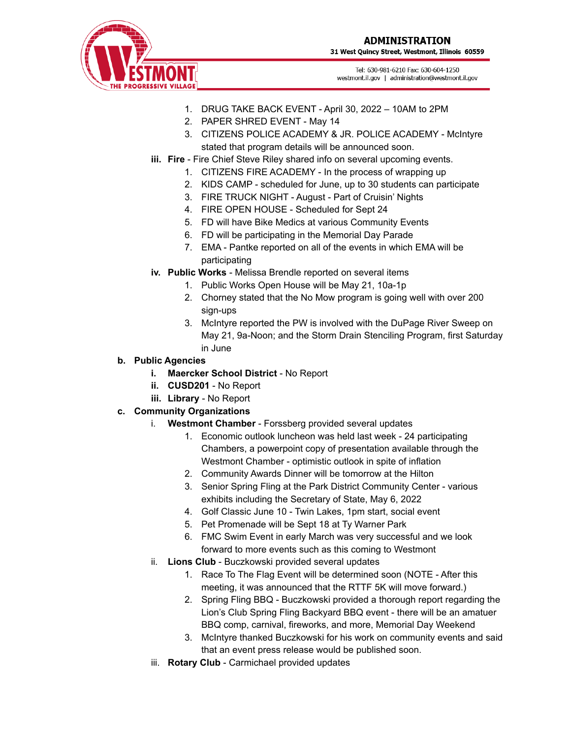1. DRUG TAKE BACK EVENT - April 30, 2022 – 10AM to 2PM
2. PAPER SHRED EVENT - May 14
3. CITIZENS POLICE ACADEMY & JR. POLICE ACADEMY - McIntyre stated that program details will be announced soon.

iii. **Fire** - Fire Chief Steve Riley shared info on several upcoming events.

1. CITIZENS FIRE ACADEMY - In the process of wrapping up
2. KIDS CAMP - scheduled for June, up to 30 students can participate
3. FIRE TRUCK NIGHT - August - Part of Cruisin' Nights
4. FIRE OPEN HOUSE - Scheduled for Sept 24
5. FD will have Bike Medics at various Community Events
6. FD will be participating in the Memorial Day Parade
7. EMA - Pantke reported on all of the events in which EMA will be participating

iv. **Public Works** - Melissa Brendle reported on several items

1. Public Works Open House will be May 21, 10a-1p
2. Chorney stated that the No Mow program is going well with over 200 sign-ups
3. McIntyre reported the PW is involved with the DuPage River Sweep on May 21, 9a-Noon; and the Storm Drain Stenciling Program, first Saturday in June

**b. Public Agencies**

i. **Maercker School District** - No Report

ii. **CUSD201** - No Report

iii. **Library** - No Report

**c. Community Organizations**

i. **Westmont Chamber** - Forssberg provided several updates

1. Economic outlook luncheon was held last week - 24 participating Chambers, a powerpoint copy of presentation available through the Westmont Chamber - optimistic outlook in spite of inflation
2. Community Awards Dinner will be tomorrow at the Hilton
3. Senior Spring Fling at the Park District Community Center - various exhibits including the Secretary of State, May 6, 2022
4. Golf Classic June 10 - Twin Lakes, 1pm start, social event
5. Pet Promenade will be Sept 18 at Ty Warner Park
6. FMC Swim Event in early March was very successful and we look forward to more events such as this coming to Westmont

ii. **Lions Club** - Buczkowski provided several updates

1. Race To The Flag Event will be determined soon (NOTE - After this meeting, it was announced that the RTTF 5K will move forward.)
2. Spring Fling BBQ - Buczkowski provided a thorough report regarding the Lion's Club Spring Fling Backyard BBQ event - there will be an amatuer BBQ comp, carnival, fireworks, and more, Memorial Day Weekend
3. McIntyre thanked Buczkowski for his work on community events and said that an event press release would be published soon.

iii. **Rotary Club** - Carmichael provided updates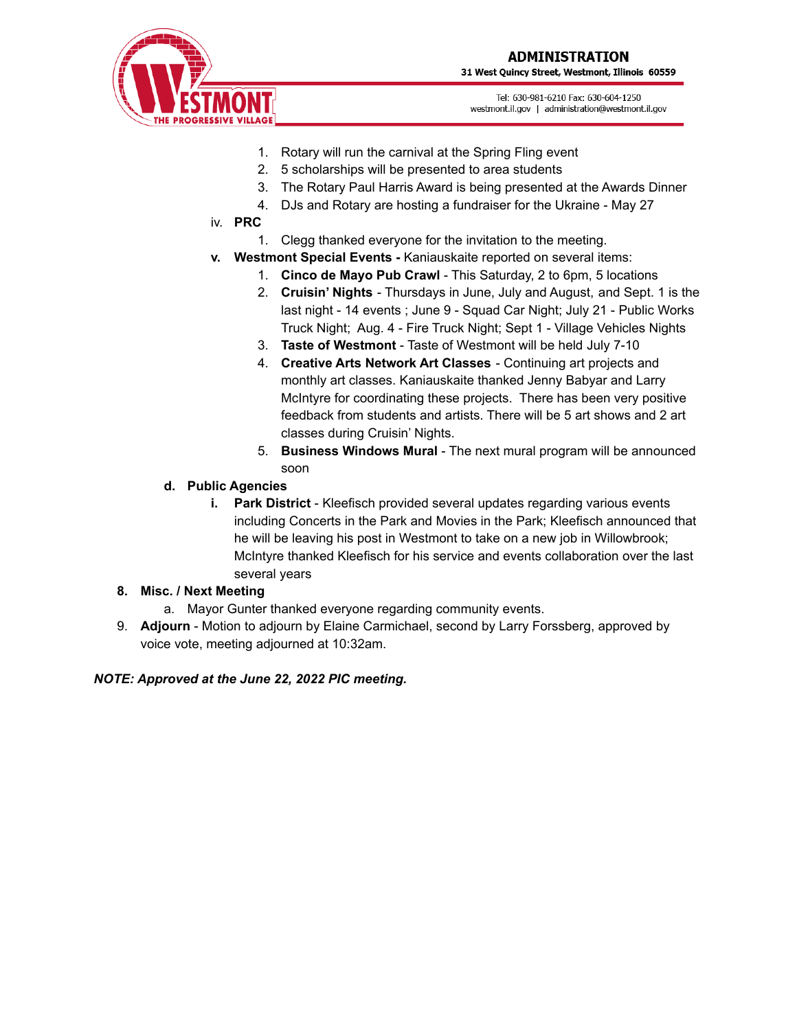1. Rotary will run the carnival at the Spring Fling event
2. 5 scholarships will be presented to area students
3. The Rotary Paul Harris Award is being presented at the Awards Dinner
4. DJs and Rotary are hosting a fundraiser for the Ukraine - May 27

iv. **PRC**

1. Clegg thanked everyone for the invitation to the meeting.

**v. Westmont Special Events -** Kaniauskaite reported on several items:

1. **Cinco de Mayo Pub Crawl** - This Saturday, 2 to 6pm, 5 locations
2. **Cruisin' Nights** - Thursdays in June, July and August, and Sept. 1 is the last night - 14 events ; June 9 - Squad Car Night; July 21 - Public Works Truck Night; Aug. 4 - Fire Truck Night; Sept 1 - Village Vehicles Nights
3. **Taste of Westmont** - Taste of Westmont will be held July 7-10
4. **Creative Arts Network Art Classes** - Continuing art projects and monthly art classes. Kaniauskaite thanked Jenny Babyar and Larry McIntyre for coordinating these projects. There has been very positive feedback from students and artists. There will be 5 art shows and 2 art classes during Cruisin' Nights.
5. **Business Windows Mural** - The next mural program will be announced soon

**d. Public Agencies**

**i. Park District** - Kleefisch provided several updates regarding various events including Concerts in the Park and Movies in the Park; Kleefisch announced that he will be leaving his post in Westmont to take on a new job in Willowbrook; McIntyre thanked Kleefisch for his service and events collaboration over the last several years

**8. Misc. / Next Meeting**

a. Mayor Gunter thanked everyone regarding community events.

9. **Adjourn** - Motion to adjourn by Elaine Carmichael, second by Larry Forssberg, approved by voice vote, meeting adjourned at 10:32am.

***NOTE: Approved at the June 22, 2022 PIC meeting.***